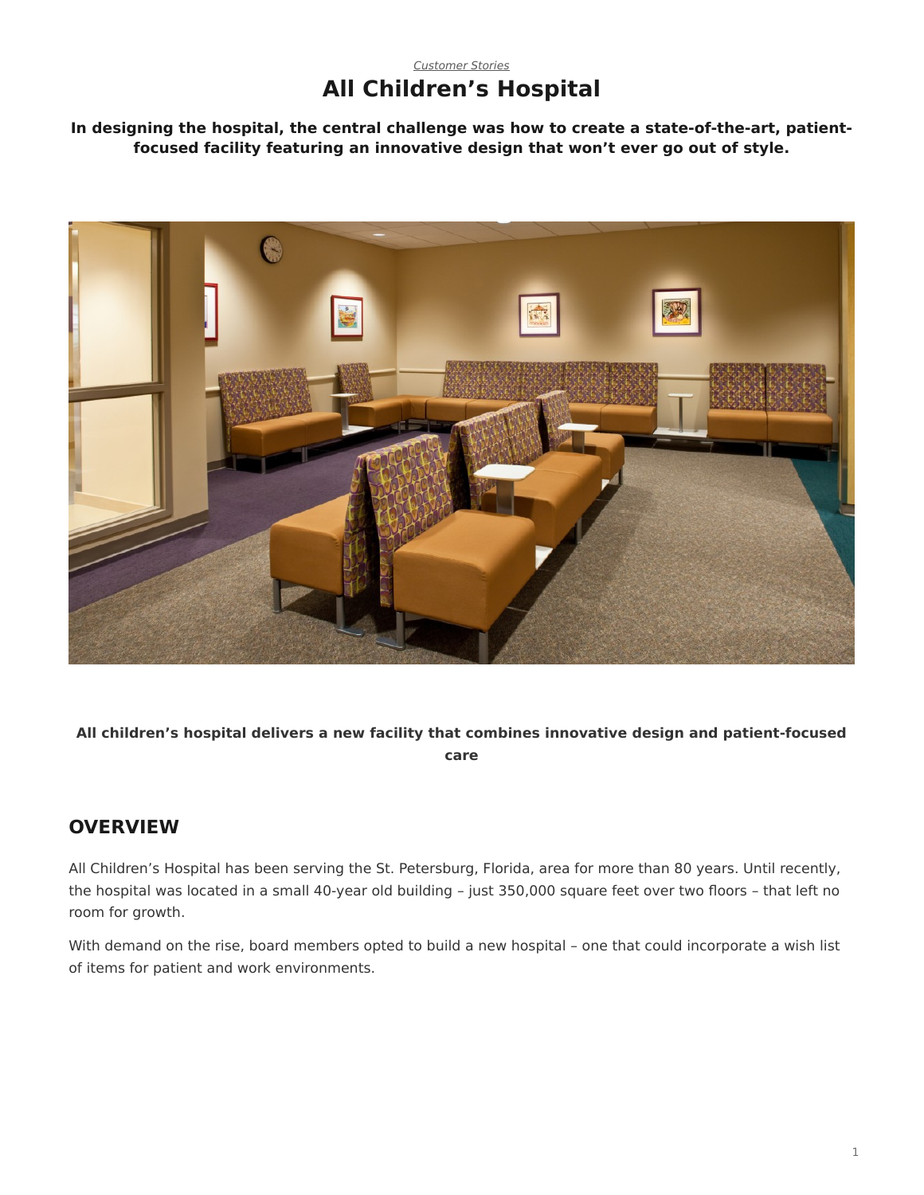*Customer Stories*

# All Children's Hospital

**In designing the hospital, the central challenge was how to create a state-of-the-art, patient-focused facility featuring an innovative design that won't ever go out of style.**

**All children's hospital delivers a new facility that combines innovative design and patient-focused care**

## OVERVIEW

All Children's Hospital has been serving the St. Petersburg, Florida, area for more than 80 years. Until recently, the hospital was located in a small 40-year old building – just 350,000 square feet over two floors – that left no room for growth.

With demand on the rise, board members opted to build a new hospital – one that could incorporate a wish list of items for patient and work environments.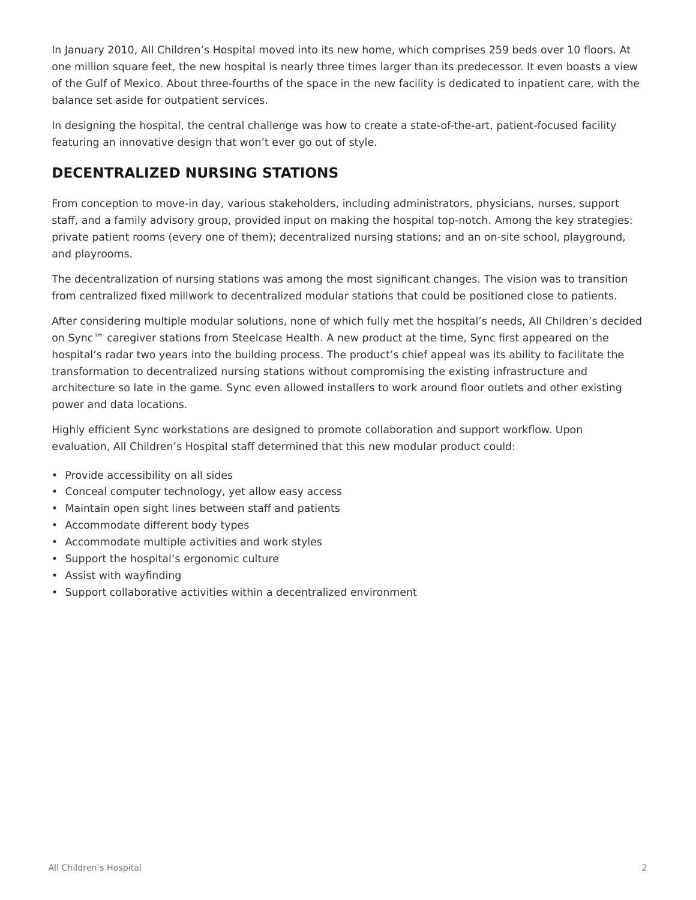In January 2010, All Children's Hospital moved into its new home, which comprises 259 beds over 10 floors. At one million square feet, the new hospital is nearly three times larger than its predecessor. It even boasts a view of the Gulf of Mexico. About three-fourths of the space in the new facility is dedicated to inpatient care, with the balance set aside for outpatient services.

In designing the hospital, the central challenge was how to create a state-of-the-art, patient-focused facility featuring an innovative design that won't ever go out of style.

## DECENTRALIZED NURSING STATIONS

From conception to move-in day, various stakeholders, including administrators, physicians, nurses, support staff, and a family advisory group, provided input on making the hospital top-notch. Among the key strategies: private patient rooms (every one of them); decentralized nursing stations; and an on-site school, playground, and playrooms.

The decentralization of nursing stations was among the most significant changes. The vision was to transition from centralized fixed millwork to decentralized modular stations that could be positioned close to patients.

After considering multiple modular solutions, none of which fully met the hospital's needs, All Children's decided on Sync™ caregiver stations from Steelcase Health. A new product at the time, Sync first appeared on the hospital's radar two years into the building process. The product's chief appeal was its ability to facilitate the transformation to decentralized nursing stations without compromising the existing infrastructure and architecture so late in the game. Sync even allowed installers to work around floor outlets and other existing power and data locations.

Highly efficient Sync workstations are designed to promote collaboration and support workflow. Upon evaluation, All Children's Hospital staff determined that this new modular product could:

- Provide accessibility on all sides
- Conceal computer technology, yet allow easy access
- Maintain open sight lines between staff and patients
- Accommodate different body types
- Accommodate multiple activities and work styles
- Support the hospital's ergonomic culture
- Assist with wayfinding
- Support collaborative activities within a decentralized environment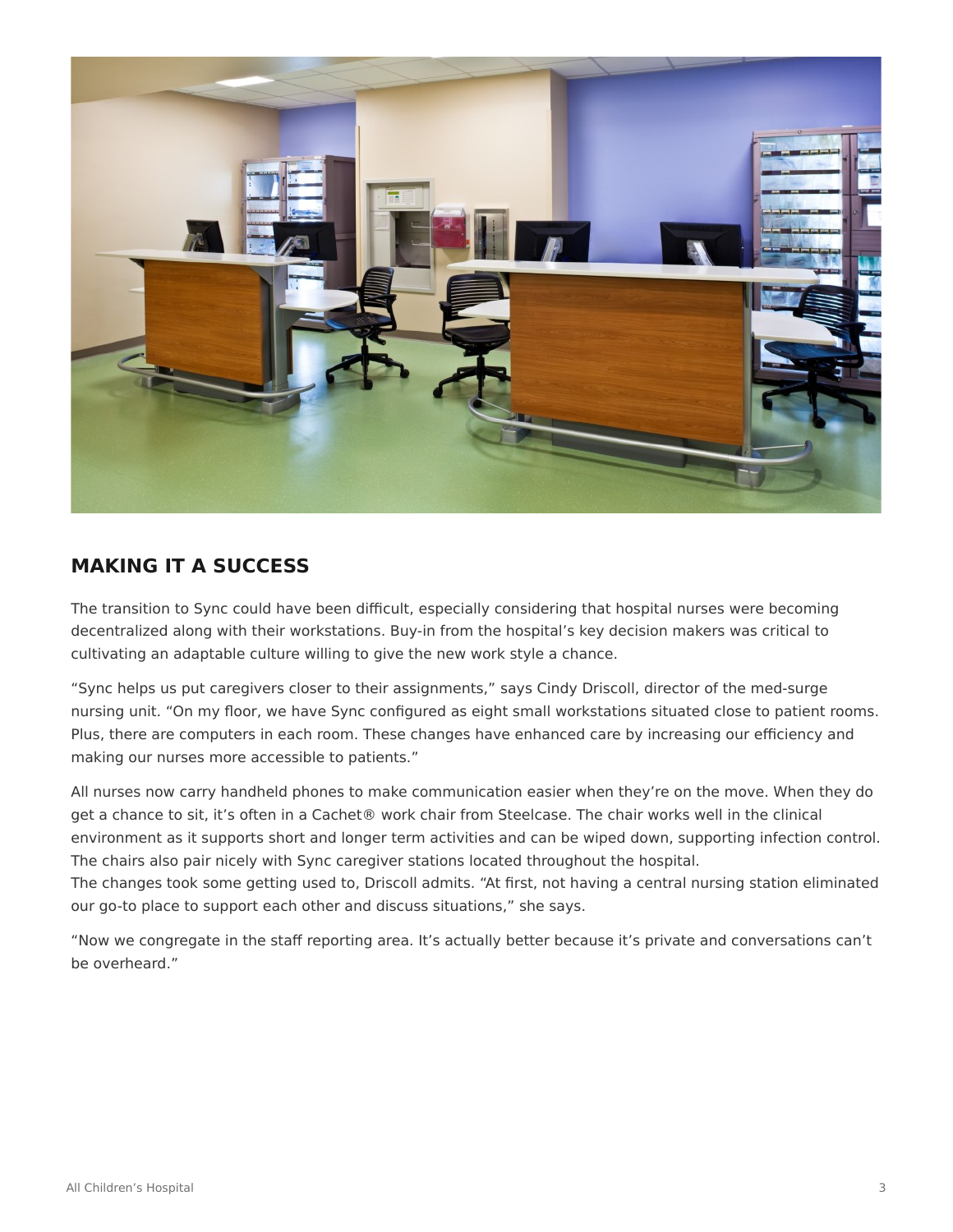## MAKING IT A SUCCESS

The transition to Sync could have been difficult, especially considering that hospital nurses were becoming decentralized along with their workstations. Buy-in from the hospital's key decision makers was critical to cultivating an adaptable culture willing to give the new work style a chance.

"Sync helps us put caregivers closer to their assignments," says Cindy Driscoll, director of the med-surge nursing unit. "On my floor, we have Sync configured as eight small workstations situated close to patient rooms. Plus, there are computers in each room. These changes have enhanced care by increasing our efficiency and making our nurses more accessible to patients."

All nurses now carry handheld phones to make communication easier when they're on the move. When they do get a chance to sit, it's often in a Cachet® work chair from Steelcase. The chair works well in the clinical environment as it supports short and longer term activities and can be wiped down, supporting infection control. The chairs also pair nicely with Sync caregiver stations located throughout the hospital.
The changes took some getting used to, Driscoll admits. "At first, not having a central nursing station eliminated our go-to place to support each other and discuss situations," she says.

"Now we congregate in the staff reporting area. It's actually better because it's private and conversations can't be overheard."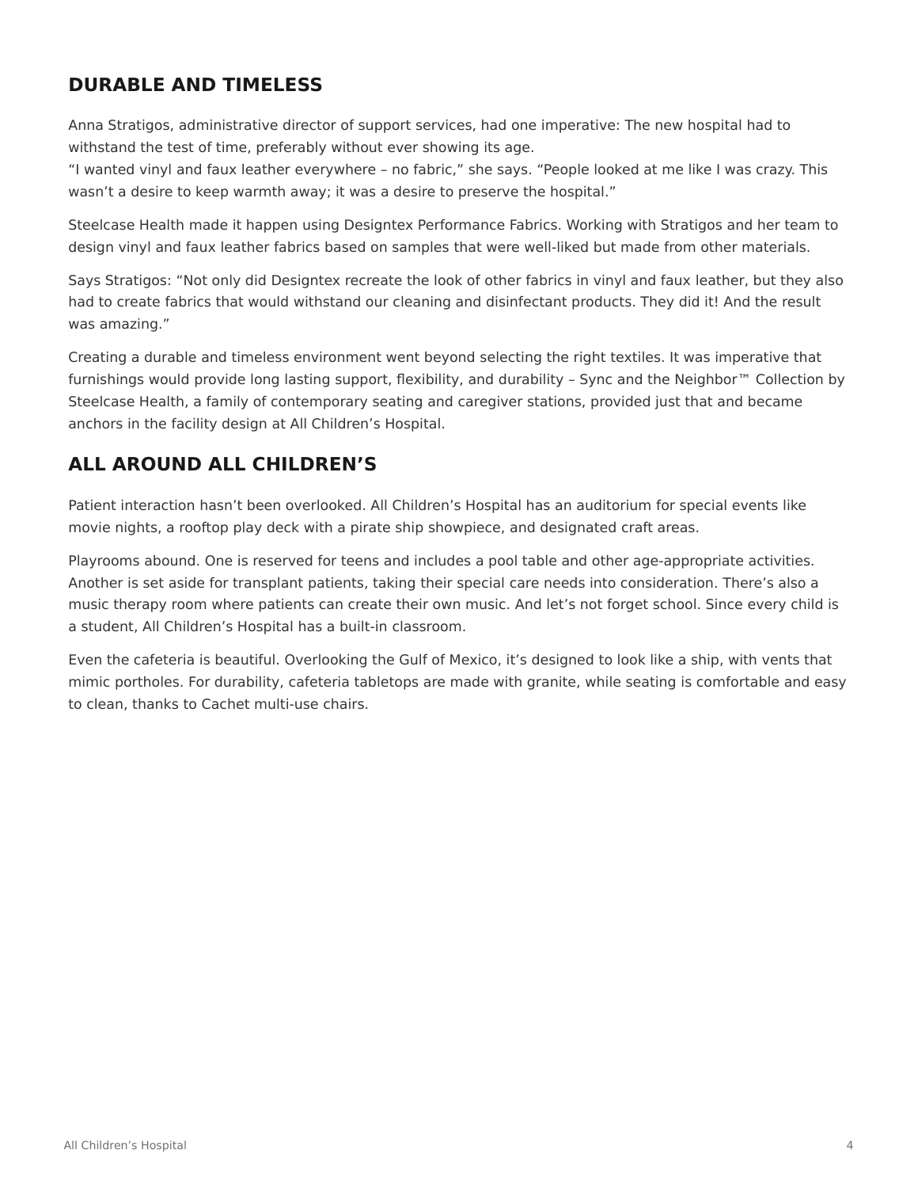## DURABLE AND TIMELESS

Anna Stratigos, administrative director of support services, had one imperative: The new hospital had to withstand the test of time, preferably without ever showing its age.
“I wanted vinyl and faux leather everywhere – no fabric,” she says. “People looked at me like I was crazy. This wasn’t a desire to keep warmth away; it was a desire to preserve the hospital.”

Steelcase Health made it happen using Designtex Performance Fabrics. Working with Stratigos and her team to design vinyl and faux leather fabrics based on samples that were well-liked but made from other materials.

Says Stratigos: “Not only did Designtex recreate the look of other fabrics in vinyl and faux leather, but they also had to create fabrics that would withstand our cleaning and disinfectant products. They did it! And the result was amazing.”

Creating a durable and timeless environment went beyond selecting the right textiles. It was imperative that furnishings would provide long lasting support, flexibility, and durability – Sync and the Neighbor™ Collection by Steelcase Health, a family of contemporary seating and caregiver stations, provided just that and became anchors in the facility design at All Children’s Hospital.

## ALL AROUND ALL CHILDREN’S

Patient interaction hasn’t been overlooked. All Children’s Hospital has an auditorium for special events like movie nights, a rooftop play deck with a pirate ship showpiece, and designated craft areas.

Playrooms abound. One is reserved for teens and includes a pool table and other age-appropriate activities. Another is set aside for transplant patients, taking their special care needs into consideration. There’s also a music therapy room where patients can create their own music. And let’s not forget school. Since every child is a student, All Children’s Hospital has a built-in classroom.

Even the cafeteria is beautiful. Overlooking the Gulf of Mexico, it’s designed to look like a ship, with vents that mimic portholes. For durability, cafeteria tabletops are made with granite, while seating is comfortable and easy to clean, thanks to Cachet multi-use chairs.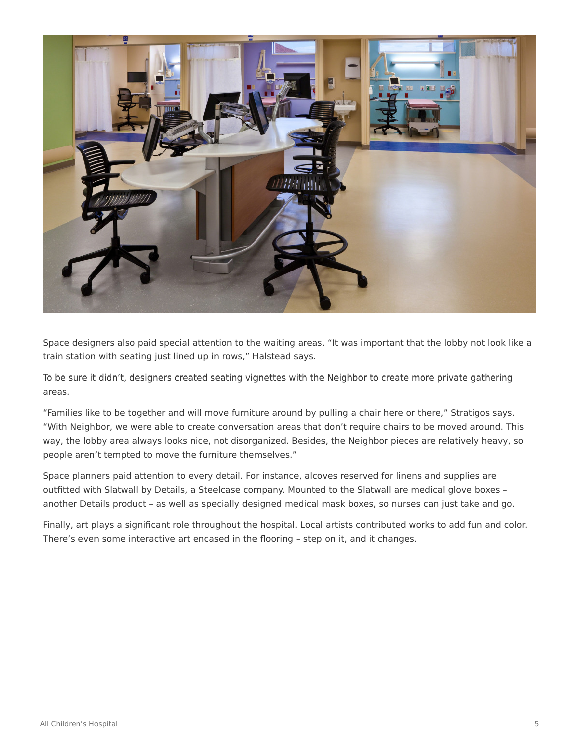Space designers also paid special attention to the waiting areas. “It was important that the lobby not look like a train station with seating just lined up in rows,” Halstead says.

To be sure it didn’t, designers created seating vignettes with the Neighbor to create more private gathering areas.

“Families like to be together and will move furniture around by pulling a chair here or there,” Stratigos says. “With Neighbor, we were able to create conversation areas that don’t require chairs to be moved around. This way, the lobby area always looks nice, not disorganized. Besides, the Neighbor pieces are relatively heavy, so people aren’t tempted to move the furniture themselves.”

Space planners paid attention to every detail. For instance, alcoves reserved for linens and supplies are outfitted with Slatwall by Details, a Steelcase company. Mounted to the Slatwall are medical glove boxes – another Details product – as well as specially designed medical mask boxes, so nurses can just take and go.

Finally, art plays a significant role throughout the hospital. Local artists contributed works to add fun and color. There’s even some interactive art encased in the flooring – step on it, and it changes.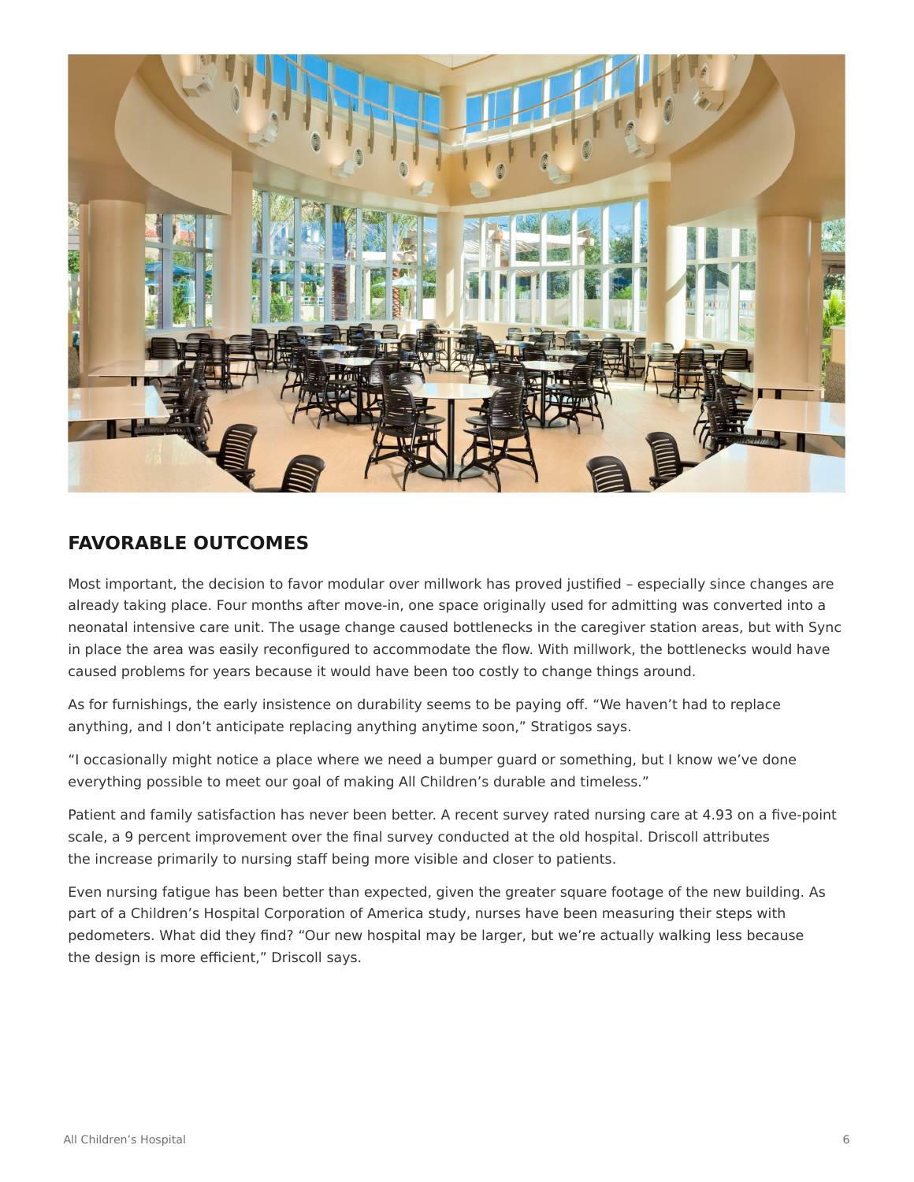## FAVORABLE OUTCOMES

Most important, the decision to favor modular over millwork has proved justified – especially since changes are already taking place. Four months after move-in, one space originally used for admitting was converted into a neonatal intensive care unit. The usage change caused bottlenecks in the caregiver station areas, but with Sync in place the area was easily reconfigured to accommodate the flow. With millwork, the bottlenecks would have caused problems for years because it would have been too costly to change things around.

As for furnishings, the early insistence on durability seems to be paying off. “We haven’t had to replace anything, and I don’t anticipate replacing anything anytime soon,” Stratigos says.

“I occasionally might notice a place where we need a bumper guard or something, but I know we’ve done everything possible to meet our goal of making All Children’s durable and timeless.”

Patient and family satisfaction has never been better. A recent survey rated nursing care at 4.93 on a five-point scale, a 9 percent improvement over the final survey conducted at the old hospital. Driscoll attributes the increase primarily to nursing staff being more visible and closer to patients.

Even nursing fatigue has been better than expected, given the greater square footage of the new building. As part of a Children’s Hospital Corporation of America study, nurses have been measuring their steps with pedometers. What did they find? “Our new hospital may be larger, but we’re actually walking less because the design is more efficient,” Driscoll says.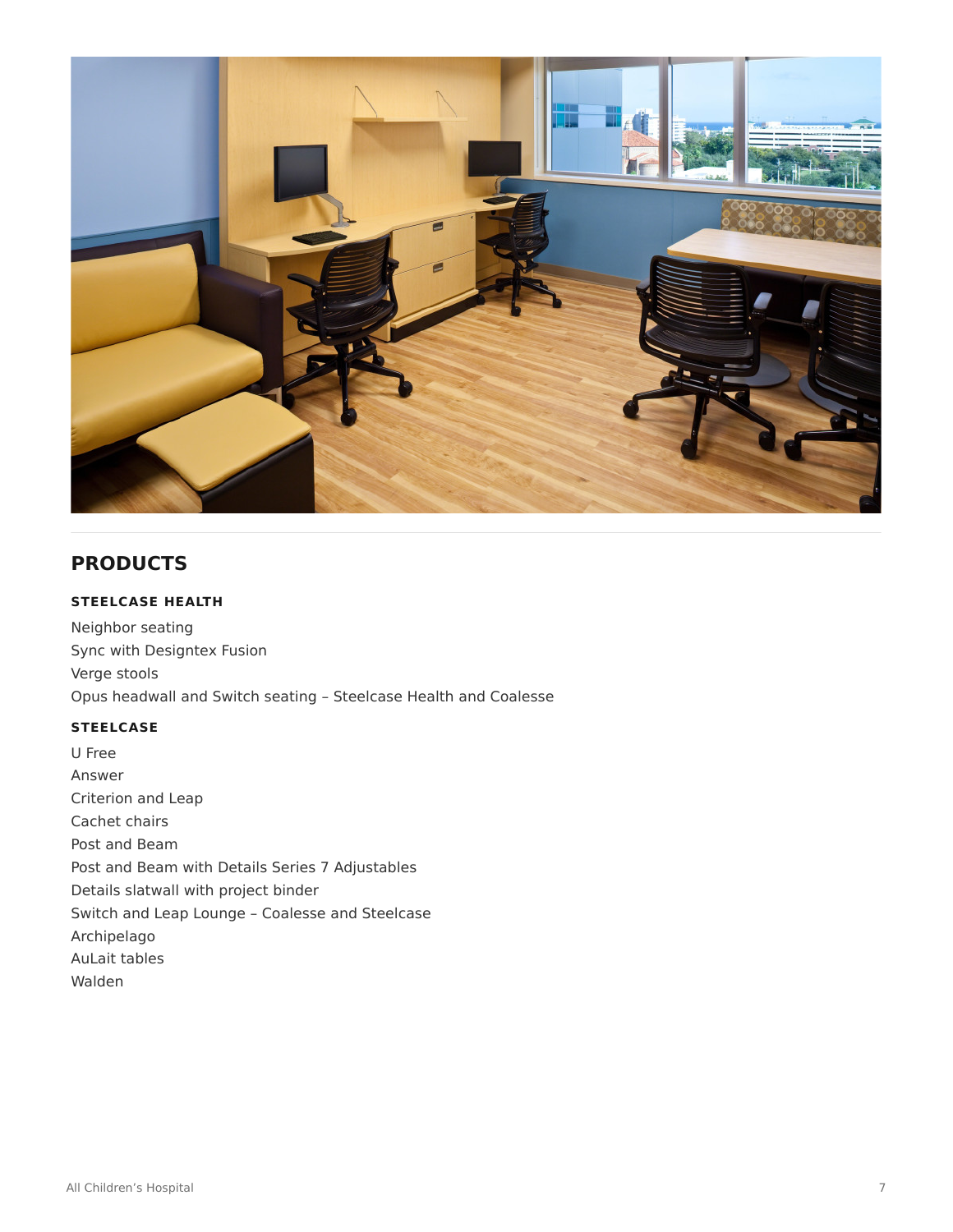## PRODUCTS

### STEELCASE HEALTH

Neighbor seating
Sync with Designtex Fusion
Verge stools
Opus headwall and Switch seating – Steelcase Health and Coalesse

### STEELCASE

U Free
Answer
Criterion and Leap
Cachet chairs
Post and Beam
Post and Beam with Details Series 7 Adjustables
Details slatwall with project binder
Switch and Leap Lounge – Coalesse and Steelcase
Archipelago
AuLait tables
Walden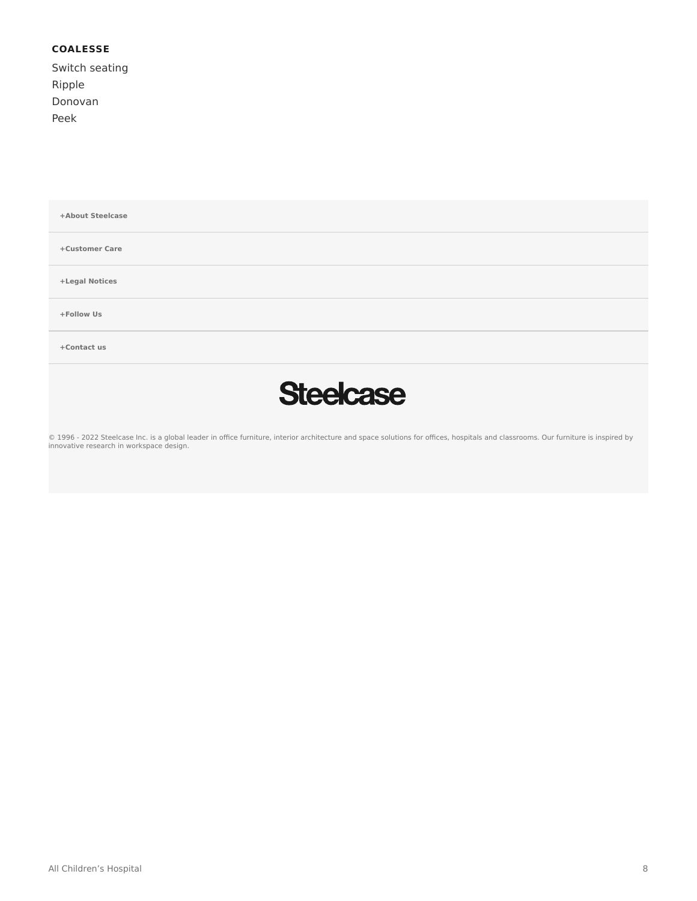**COALESSE**

Switch seating
Ripple
Donovan
Peek

**+About Steelcase**

**+Customer Care**

**+Legal Notices**

**+Follow Us**

**+Contact us**

Steelcase

© 1996 - 2022 Steelcase Inc. is a global leader in office furniture, interior architecture and space solutions for offices, hospitals and classrooms. Our furniture is inspired by innovative research in workspace design.